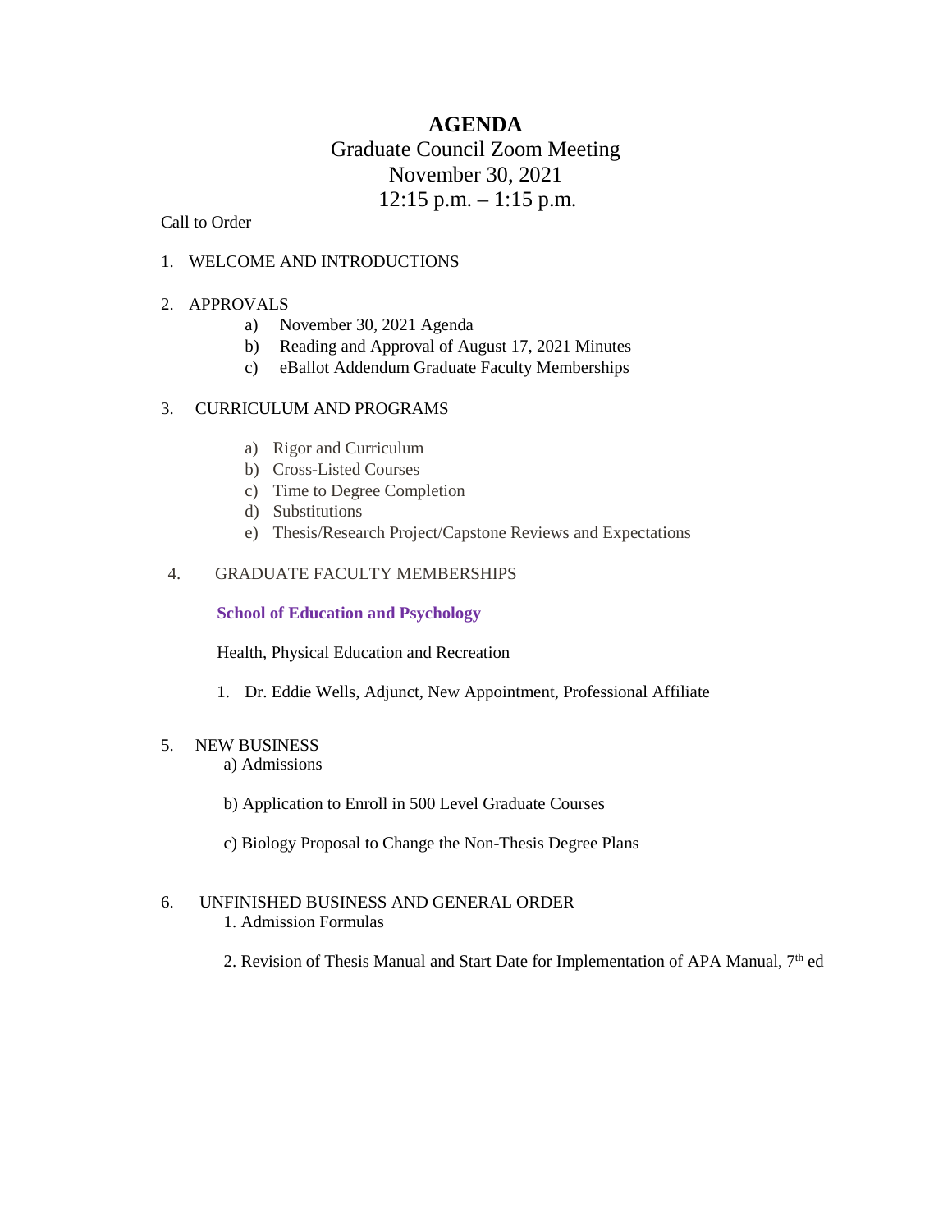# AGENDA

Graduate Council Zoom Meeting
November 30, 2021
12:15 p.m. – 1:15 p.m.

Call to Order

1. WELCOME AND INTRODUCTIONS

2. APPROVALS
   - a) November 30, 2021 Agenda
   - b) Reading and Approval of August 17, 2021 Minutes
   - c) eBallot Addendum Graduate Faculty Memberships

3. CURRICULUM AND PROGRAMS
   - a) Rigor and Curriculum
   - b) Cross-Listed Courses
   - c) Time to Degree Completion
   - d) Substitutions
   - e) Thesis/Research Project/Capstone Reviews and Expectations

4. GRADUATE FACULTY MEMBERSHIPS

   **School of Education and Psychology**

   Health, Physical Education and Recreation

   1. Dr. Eddie Wells, Adjunct, New Appointment, Professional Affiliate

5. NEW BUSINESS
   - a) Admissions
   - b) Application to Enroll in 500 Level Graduate Courses
   - c) Biology Proposal to Change the Non-Thesis Degree Plans

6. UNFINISHED BUSINESS AND GENERAL ORDER
   1. Admission Formulas
   2. Revision of Thesis Manual and Start Date for Implementation of APA Manual, 7th ed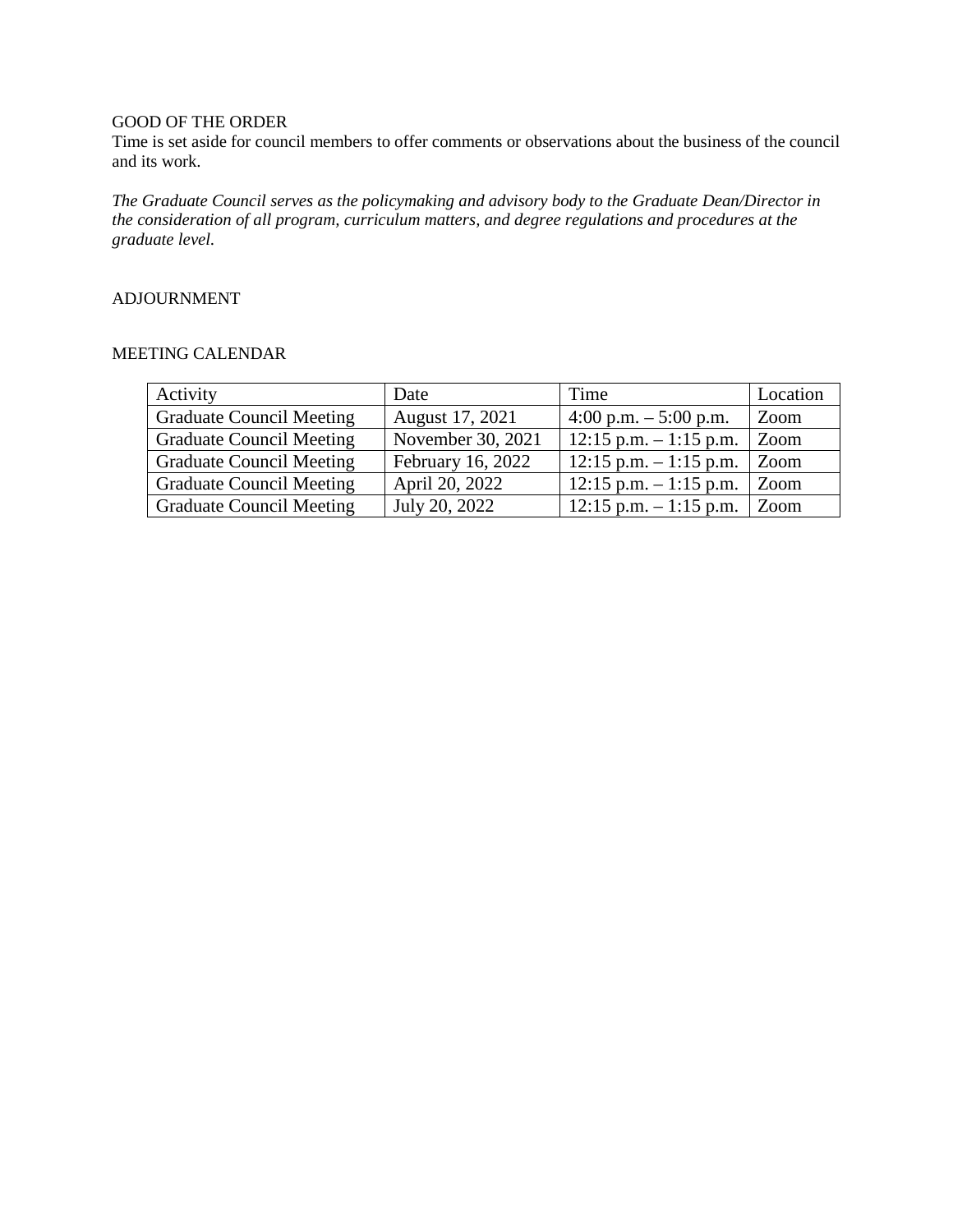GOOD OF THE ORDER

Time is set aside for council members to offer comments or observations about the business of the council and its work.

*The Graduate Council serves as the policymaking and advisory body to the Graduate Dean/Director in the consideration of all program, curriculum matters, and degree regulations and procedures at the graduate level.*

ADJOURNMENT

MEETING CALENDAR

| Activity | Date | Time | Location |
|---|---|---|---|
| Graduate Council Meeting | August 17, 2021 | 4:00 p.m. – 5:00 p.m. | Zoom |
| Graduate Council Meeting | November 30, 2021 | 12:15 p.m. – 1:15 p.m. | Zoom |
| Graduate Council Meeting | February 16, 2022 | 12:15 p.m. – 1:15 p.m. | Zoom |
| Graduate Council Meeting | April 20, 2022 | 12:15 p.m. – 1:15 p.m. | Zoom |
| Graduate Council Meeting | July 20, 2022 | 12:15 p.m. – 1:15 p.m. | Zoom |